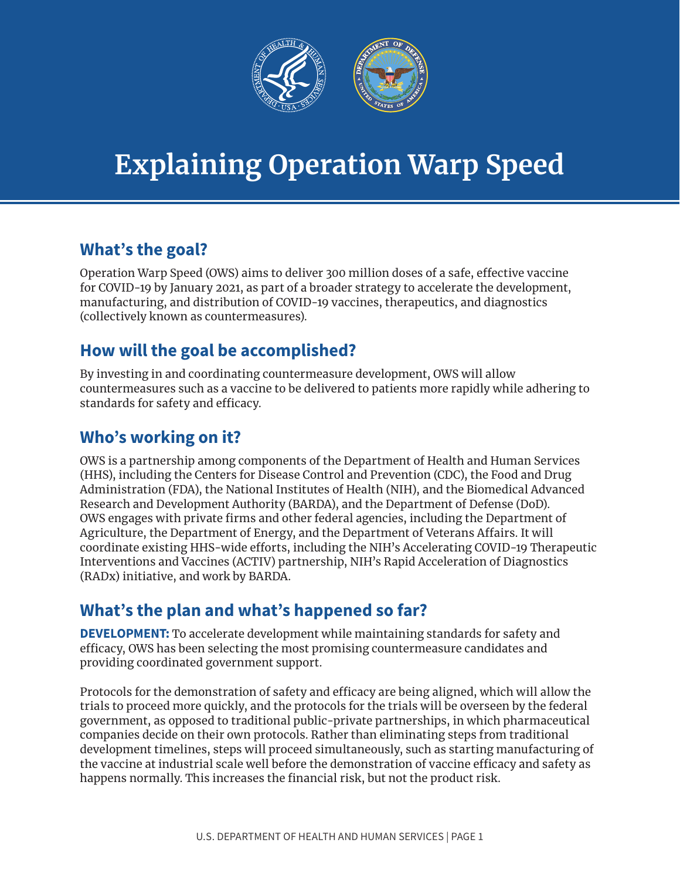# Explaining Operation Warp Speed

## What's the goal?

Operation Warp Speed (OWS) aims to deliver 300 million doses of a safe, effective vaccine for COVID-19 by January 2021, as part of a broader strategy to accelerate the development, manufacturing, and distribution of COVID-19 vaccines, therapeutics, and diagnostics (collectively known as countermeasures).

## How will the goal be accomplished?

By investing in and coordinating countermeasure development, OWS will allow countermeasures such as a vaccine to be delivered to patients more rapidly while adhering to standards for safety and efficacy.

## Who's working on it?

OWS is a partnership among components of the Department of Health and Human Services (HHS), including the Centers for Disease Control and Prevention (CDC), the Food and Drug Administration (FDA), the National Institutes of Health (NIH), and the Biomedical Advanced Research and Development Authority (BARDA), and the Department of Defense (DoD). OWS engages with private firms and other federal agencies, including the Department of Agriculture, the Department of Energy, and the Department of Veterans Affairs. It will coordinate existing HHS-wide efforts, including the NIH's Accelerating COVID-19 Therapeutic Interventions and Vaccines (ACTIV) partnership, NIH's Rapid Acceleration of Diagnostics (RADx) initiative, and work by BARDA.

## What's the plan and what's happened so far?

**DEVELOPMENT:** To accelerate development while maintaining standards for safety and efficacy, OWS has been selecting the most promising countermeasure candidates and providing coordinated government support.

Protocols for the demonstration of safety and efficacy are being aligned, which will allow the trials to proceed more quickly, and the protocols for the trials will be overseen by the federal government, as opposed to traditional public-private partnerships, in which pharmaceutical companies decide on their own protocols. Rather than eliminating steps from traditional development timelines, steps will proceed simultaneously, such as starting manufacturing of the vaccine at industrial scale well before the demonstration of vaccine efficacy and safety as happens normally. This increases the financial risk, but not the product risk.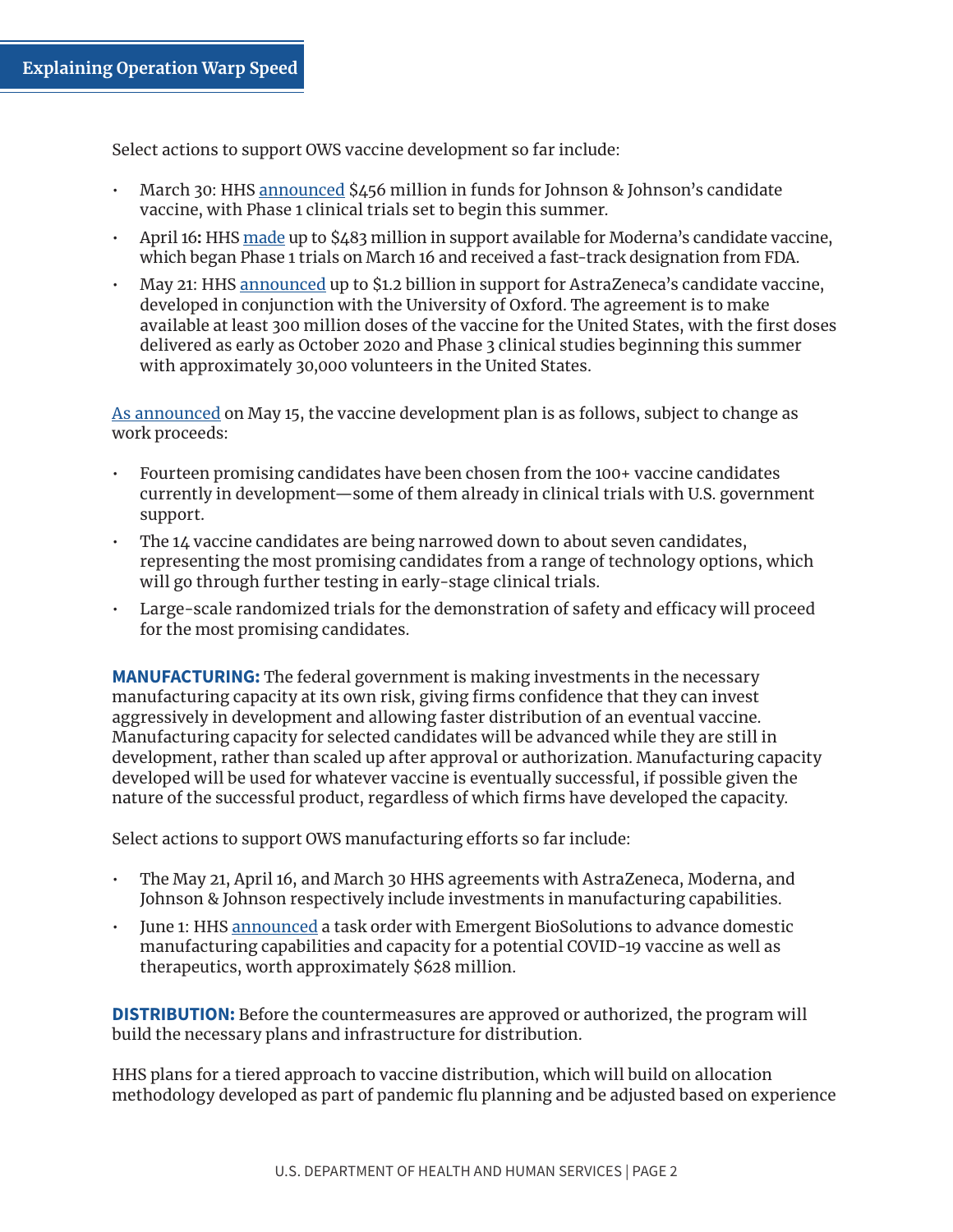Select actions to support OWS vaccine development so far include:

- March 30: HHS announced $456 million in funds for Johnson & Johnson's candidate vaccine, with Phase 1 clinical trials set to begin this summer.
- April 16: HHS made up to $483 million in support available for Moderna's candidate vaccine, which began Phase 1 trials on March 16 and received a fast-track designation from FDA.
- May 21: HHS announced up to $1.2 billion in support for AstraZeneca's candidate vaccine, developed in conjunction with the University of Oxford. The agreement is to make available at least 300 million doses of the vaccine for the United States, with the first doses delivered as early as October 2020 and Phase 3 clinical studies beginning this summer with approximately 30,000 volunteers in the United States.

As announced on May 15, the vaccine development plan is as follows, subject to change as work proceeds:

- Fourteen promising candidates have been chosen from the 100+ vaccine candidates currently in development—some of them already in clinical trials with U.S. government support.
- The 14 vaccine candidates are being narrowed down to about seven candidates, representing the most promising candidates from a range of technology options, which will go through further testing in early-stage clinical trials.
- Large-scale randomized trials for the demonstration of safety and efficacy will proceed for the most promising candidates.

**MANUFACTURING:** The federal government is making investments in the necessary manufacturing capacity at its own risk, giving firms confidence that they can invest aggressively in development and allowing faster distribution of an eventual vaccine. Manufacturing capacity for selected candidates will be advanced while they are still in development, rather than scaled up after approval or authorization. Manufacturing capacity developed will be used for whatever vaccine is eventually successful, if possible given the nature of the successful product, regardless of which firms have developed the capacity.

Select actions to support OWS manufacturing efforts so far include:

- The May 21, April 16, and March 30 HHS agreements with AstraZeneca, Moderna, and Johnson & Johnson respectively include investments in manufacturing capabilities.
- June 1: HHS announced a task order with Emergent BioSolutions to advance domestic manufacturing capabilities and capacity for a potential COVID-19 vaccine as well as therapeutics, worth approximately $628 million.

**DISTRIBUTION:** Before the countermeasures are approved or authorized, the program will build the necessary plans and infrastructure for distribution.

HHS plans for a tiered approach to vaccine distribution, which will build on allocation methodology developed as part of pandemic flu planning and be adjusted based on experience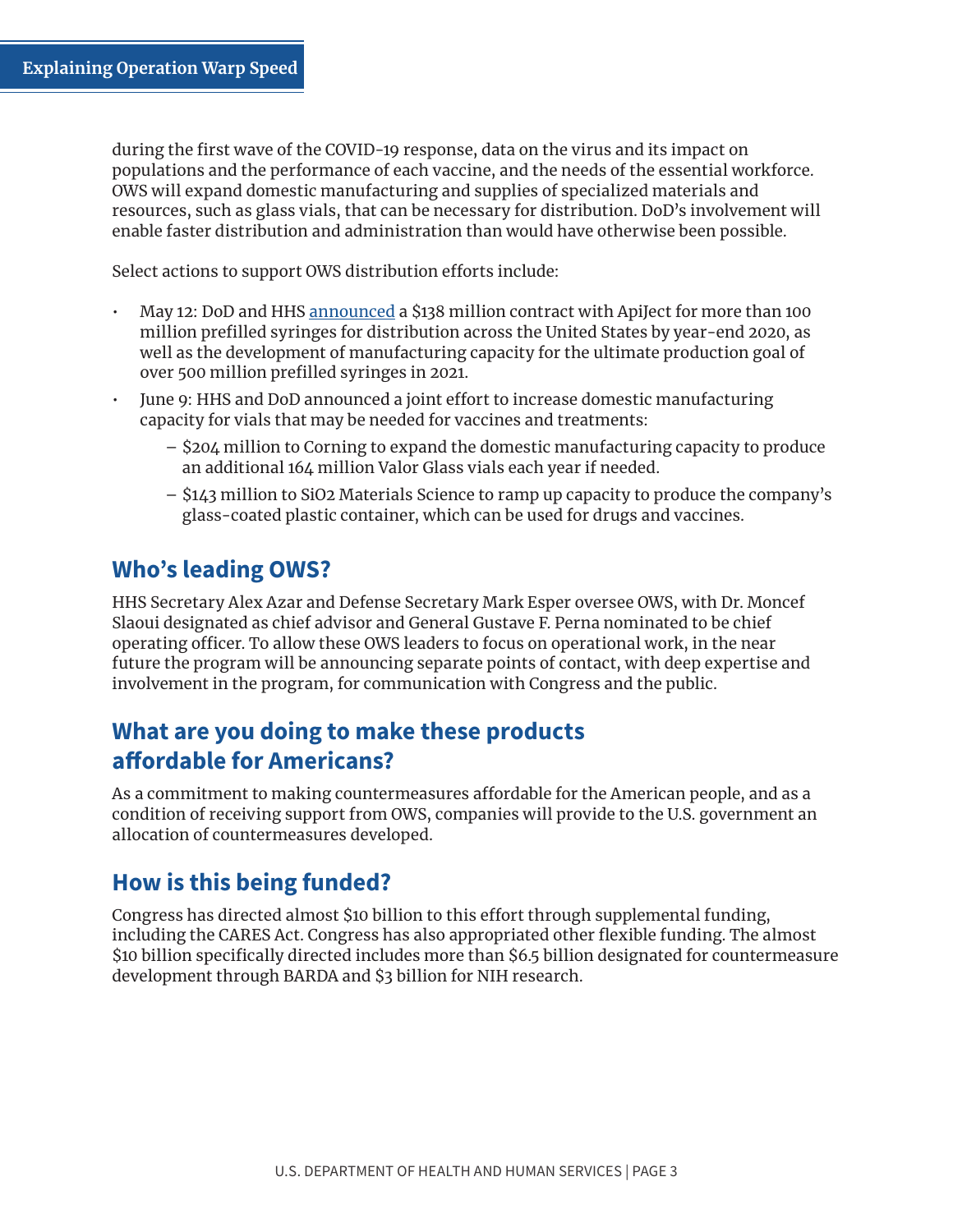during the first wave of the COVID-19 response, data on the virus and its impact on populations and the performance of each vaccine, and the needs of the essential workforce. OWS will expand domestic manufacturing and supplies of specialized materials and resources, such as glass vials, that can be necessary for distribution. DoD's involvement will enable faster distribution and administration than would have otherwise been possible.

Select actions to support OWS distribution efforts include:

- May 12: DoD and HHS announced a $138 million contract with ApiJect for more than 100 million prefilled syringes for distribution across the United States by year-end 2020, as well as the development of manufacturing capacity for the ultimate production goal of over 500 million prefilled syringes in 2021.
- June 9: HHS and DoD announced a joint effort to increase domestic manufacturing capacity for vials that may be needed for vaccines and treatments:
  - $204 million to Corning to expand the domestic manufacturing capacity to produce an additional 164 million Valor Glass vials each year if needed.
  - $143 million to SiO2 Materials Science to ramp up capacity to produce the company's glass-coated plastic container, which can be used for drugs and vaccines.

## Who's leading OWS?

HHS Secretary Alex Azar and Defense Secretary Mark Esper oversee OWS, with Dr. Moncef Slaoui designated as chief advisor and General Gustave F. Perna nominated to be chief operating officer. To allow these OWS leaders to focus on operational work, in the near future the program will be announcing separate points of contact, with deep expertise and involvement in the program, for communication with Congress and the public.

## What are you doing to make these products affordable for Americans?

As a commitment to making countermeasures affordable for the American people, and as a condition of receiving support from OWS, companies will provide to the U.S. government an allocation of countermeasures developed.

## How is this being funded?

Congress has directed almost $10 billion to this effort through supplemental funding, including the CARES Act. Congress has also appropriated other flexible funding. The almost $10 billion specifically directed includes more than $6.5 billion designated for countermeasure development through BARDA and $3 billion for NIH research.